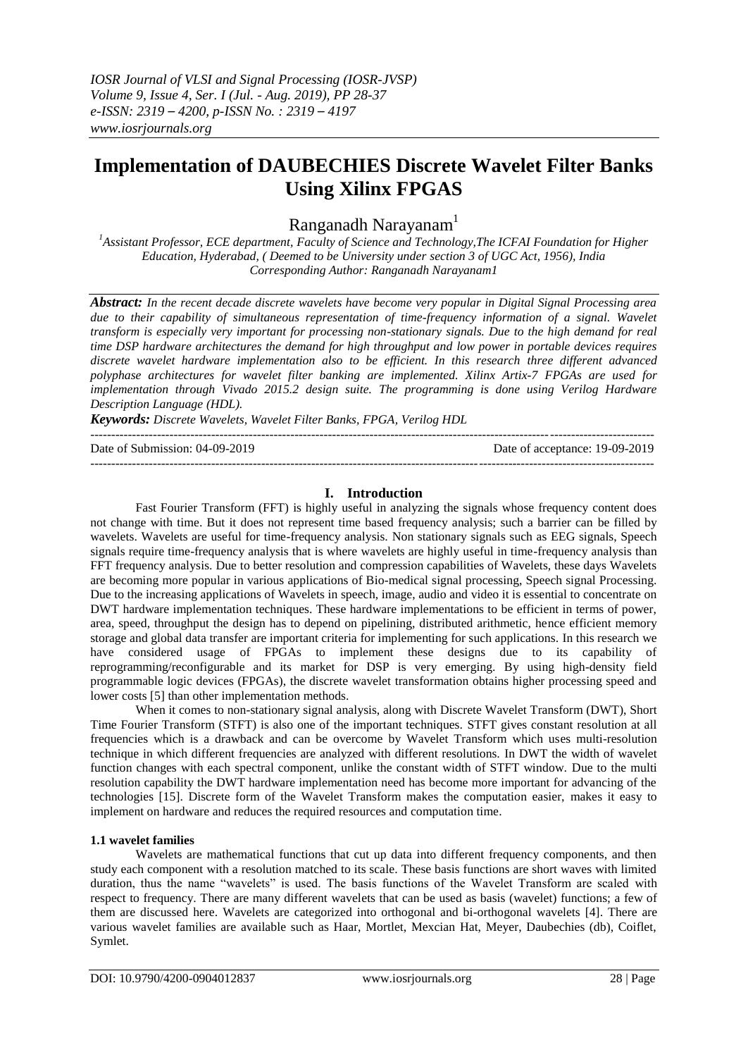# Implementation of DAUBECHIES Discrete Wavelet Filter Banks Using Xilinx FPGAS

Ranganadh Narayanam[1]

[1]Assistant Professor, ECE department, Faculty of Science and Technology,The ICFAI Foundation for Higher Education, Hyderabad, ( Deemed to be University under section 3 of UGC Act, 1956), India
Corresponding Author: Ranganadh Narayanam1

***Abstract:*** *In the recent decade discrete wavelets have become very popular in Digital Signal Processing area due to their capability of simultaneous representation of time-frequency information of a signal. Wavelet transform is especially very important for processing non-stationary signals. Due to the high demand for real time DSP hardware architectures the demand for high throughput and low power in portable devices requires discrete wavelet hardware implementation also to be efficient. In this research three different advanced polyphase architectures for wavelet filter banking are implemented. Xilinx Artix-7 FPGAs are used for implementation through Vivado 2015.2 design suite. The programming is done using Verilog Hardware Description Language (HDL).*

***Keywords:*** *Discrete Wavelets, Wavelet Filter Banks, FPGA, Verilog HDL*

---

Date of Submission: 04-09-2019 Date of acceptance: 19-09-2019

---

## I. Introduction

Fast Fourier Transform (FFT) is highly useful in analyzing the signals whose frequency content does not change with time. But it does not represent time based frequency analysis; such a barrier can be filled by wavelets. Wavelets are useful for time-frequency analysis. Non stationary signals such as EEG signals, Speech signals require time-frequency analysis that is where wavelets are highly useful in time-frequency analysis than FFT frequency analysis. Due to better resolution and compression capabilities of Wavelets, these days Wavelets are becoming more popular in various applications of Bio-medical signal processing, Speech signal Processing. Due to the increasing applications of Wavelets in speech, image, audio and video it is essential to concentrate on DWT hardware implementation techniques. These hardware implementations to be efficient in terms of power, area, speed, throughput the design has to depend on pipelining, distributed arithmetic, hence efficient memory storage and global data transfer are important criteria for implementing for such applications. In this research we have considered usage of FPGAs to implement these designs due to its capability of reprogramming/reconfigurable and its market for DSP is very emerging. By using high-density field programmable logic devices (FPGAs), the discrete wavelet transformation obtains higher processing speed and lower costs [5] than other implementation methods.

When it comes to non-stationary signal analysis, along with Discrete Wavelet Transform (DWT), Short Time Fourier Transform (STFT) is also one of the important techniques. STFT gives constant resolution at all frequencies which is a drawback and can be overcome by Wavelet Transform which uses multi-resolution technique in which different frequencies are analyzed with different resolutions. In DWT the width of wavelet function changes with each spectral component, unlike the constant width of STFT window. Due to the multi resolution capability the DWT hardware implementation need has become more important for advancing of the technologies [15]. Discrete form of the Wavelet Transform makes the computation easier, makes it easy to implement on hardware and reduces the required resources and computation time.

### 1.1 wavelet families

Wavelets are mathematical functions that cut up data into different frequency components, and then study each component with a resolution matched to its scale. These basis functions are short waves with limited duration, thus the name "wavelets" is used. The basis functions of the Wavelet Transform are scaled with respect to frequency. There are many different wavelets that can be used as basis (wavelet) functions; a few of them are discussed here. Wavelets are categorized into orthogonal and bi-orthogonal wavelets [4]. There are various wavelet families are available such as Haar, Mortlet, Mexcian Hat, Meyer, Daubechies (db), Coiflet, Symlet.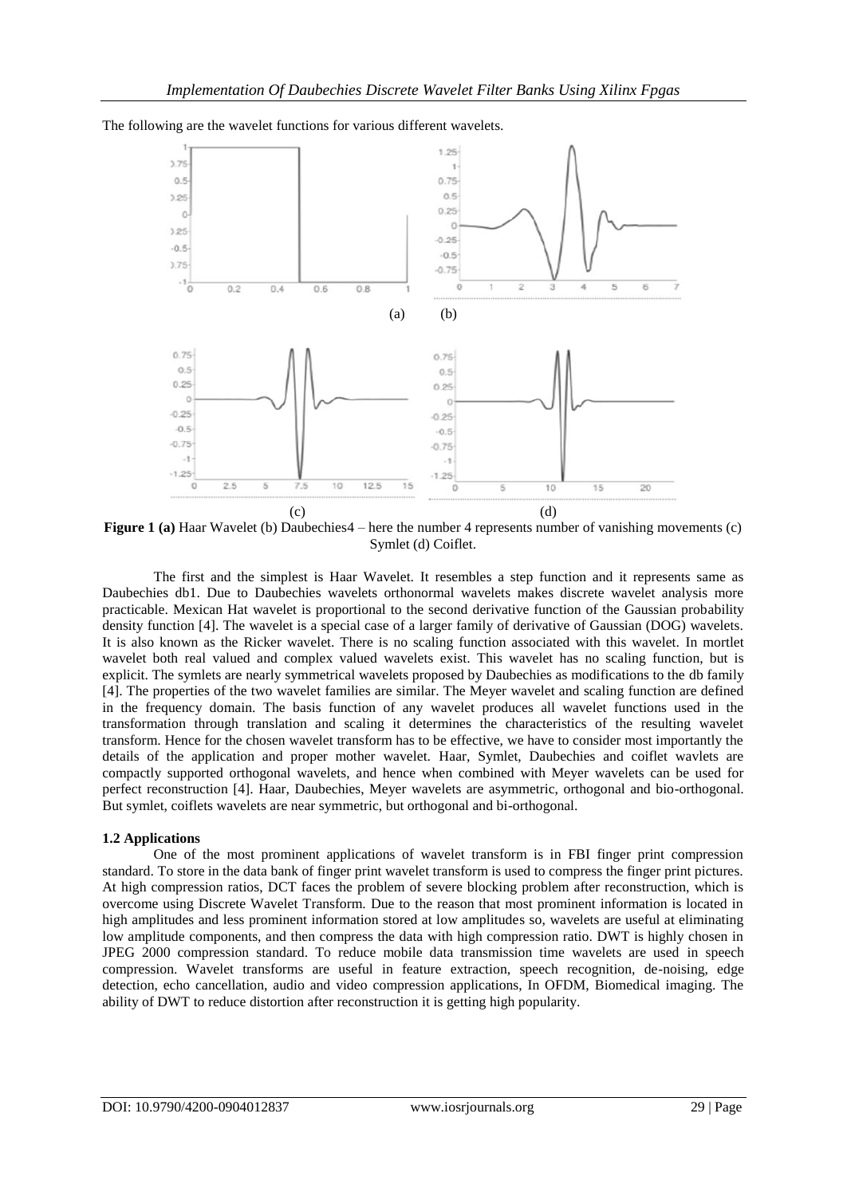The following are the wavelet functions for various different wavelets.

**Figure 1 (a)** Haar Wavelet (b) Daubechies4 – here the number 4 represents number of vanishing movements (c) Symlet (d) Coiflet.

The first and the simplest is Haar Wavelet. It resembles a step function and it represents same as Daubechies db1. Due to Daubechies wavelets orthonormal wavelets makes discrete wavelet analysis more practicable. Mexican Hat wavelet is proportional to the second derivative function of the Gaussian probability density function [4]. The wavelet is a special case of a larger family of derivative of Gaussian (DOG) wavelets. It is also known as the Ricker wavelet. There is no scaling function associated with this wavelet. In mortlet wavelet both real valued and complex valued wavelets exist. This wavelet has no scaling function, but is explicit. The symlets are nearly symmetrical wavelets proposed by Daubechies as modifications to the db family [4]. The properties of the two wavelet families are similar. The Meyer wavelet and scaling function are defined in the frequency domain. The basis function of any wavelet produces all wavelet functions used in the transformation through translation and scaling it determines the characteristics of the resulting wavelet transform. Hence for the chosen wavelet transform has to be effective, we have to consider most importantly the details of the application and proper mother wavelet. Haar, Symlet, Daubechies and coiflet wavlets are compactly supported orthogonal wavelets, and hence when combined with Meyer wavelets can be used for perfect reconstruction [4]. Haar, Daubechies, Meyer wavelets are asymmetric, orthogonal and bio-orthogonal. But symlet, coiflets wavelets are near symmetric, but orthogonal and bi-orthogonal.

### 1.2 Applications

One of the most prominent applications of wavelet transform is in FBI finger print compression standard. To store in the data bank of finger print wavelet transform is used to compress the finger print pictures. At high compression ratios, DCT faces the problem of severe blocking problem after reconstruction, which is overcome using Discrete Wavelet Transform. Due to the reason that most prominent information is located in high amplitudes and less prominent information stored at low amplitudes so, wavelets are useful at eliminating low amplitude components, and then compress the data with high compression ratio. DWT is highly chosen in JPEG 2000 compression standard. To reduce mobile data transmission time wavelets are used in speech compression. Wavelet transforms are useful in feature extraction, speech recognition, de-noising, edge detection, echo cancellation, audio and video compression applications, In OFDM, Biomedical imaging. The ability of DWT to reduce distortion after reconstruction it is getting high popularity.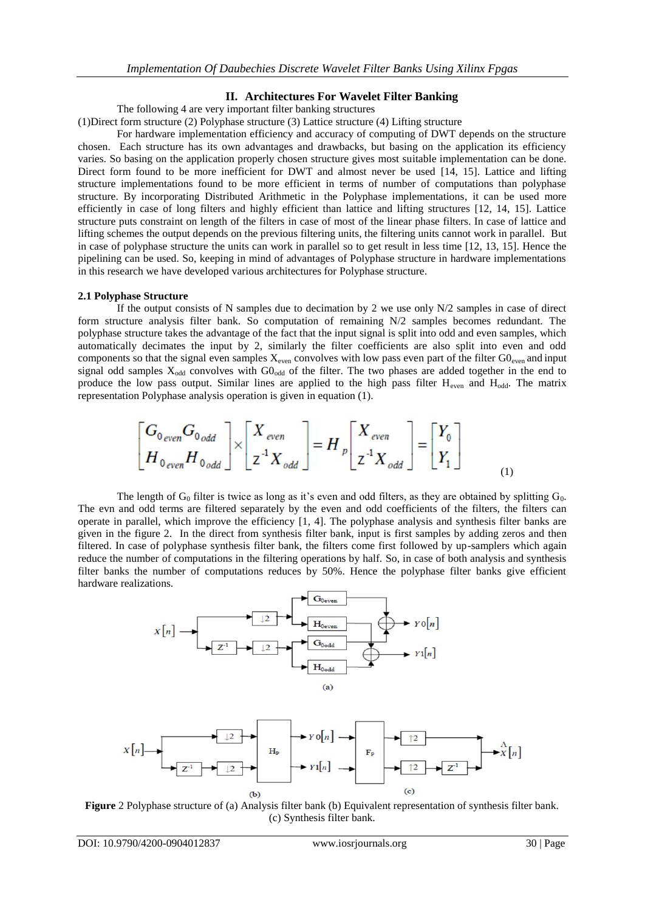## II. Architectures For Wavelet Filter Banking

The following 4 are very important filter banking structures

(1)Direct form structure (2) Polyphase structure (3) Lattice structure (4) Lifting structure

For hardware implementation efficiency and accuracy of computing of DWT depends on the structure chosen. Each structure has its own advantages and drawbacks, but basing on the application its efficiency varies. So basing on the application properly chosen structure gives most suitable implementation can be done. Direct form found to be more inefficient for DWT and almost never be used [14, 15]. Lattice and lifting structure implementations found to be more efficient in terms of number of computations than polyphase structure. By incorporating Distributed Arithmetic in the Polyphase implementations, it can be used more efficiently in case of long filters and highly efficient than lattice and lifting structures [12, 14, 15]. Lattice structure puts constraint on length of the filters in case of most of the linear phase filters. In case of lattice and lifting schemes the output depends on the previous filtering units, the filtering units cannot work in parallel. But in case of polyphase structure the units can work in parallel so to get result in less time [12, 13, 15]. Hence the pipelining can be used. So, keeping in mind of advantages of Polyphase structure in hardware implementations in this research we have developed various architectures for Polyphase structure.

### 2.1 Polyphase Structure

If the output consists of N samples due to decimation by 2 we use only N/2 samples in case of direct form structure analysis filter bank. So computation of remaining N/2 samples becomes redundant. The polyphase structure takes the advantage of the fact that the input signal is split into odd and even samples, which automatically decimates the input by 2, similarly the filter coefficients are also split into even and odd components so that the signal even samples $X_{even}$ convolves with low pass even part of the filter $G0_{even}$ and input signal odd samples $X_{odd}$ convolves with $G0_{odd}$ of the filter. The two phases are added together in the end to produce the low pass output. Similar lines are applied to the high pass filter $H_{even}$ and $H_{odd}$. The matrix representation Polyphase analysis operation is given in equation (1).

$$\begin{bmatrix} G_{0_{even}} G_{0_{odd}} \\ H_{0_{even}} H_{0_{odd}} \end{bmatrix} \times \begin{bmatrix} X_{even} \\ z^{-1} X_{odd} \end{bmatrix} = H_p \begin{bmatrix} X_{even} \\ z^{-1} X_{odd} \end{bmatrix} = \begin{bmatrix} Y_0 \\ Y_1 \end{bmatrix} \quad (1)$$

The length of $G_0$ filter is twice as long as it's even and odd filters, as they are obtained by splitting $G_0$. The evn and odd terms are filtered separately by the even and odd coefficients of the filters, the filters can operate in parallel, which improve the efficiency [1, 4]. The polyphase analysis and synthesis filter banks are given in the figure 2. In the direct from synthesis filter bank, input is first samples by adding zeros and then filtered. In case of polyphase synthesis filter bank, the filters come first followed by up-samplers which again reduce the number of computations in the filtering operations by half. So, in case of both analysis and synthesis filter banks the number of computations reduces by 50%. Hence the polyphase filter banks give efficient hardware realizations.

**Figure** 2 Polyphase structure of (a) Analysis filter bank (b) Equivalent representation of synthesis filter bank. (c) Synthesis filter bank.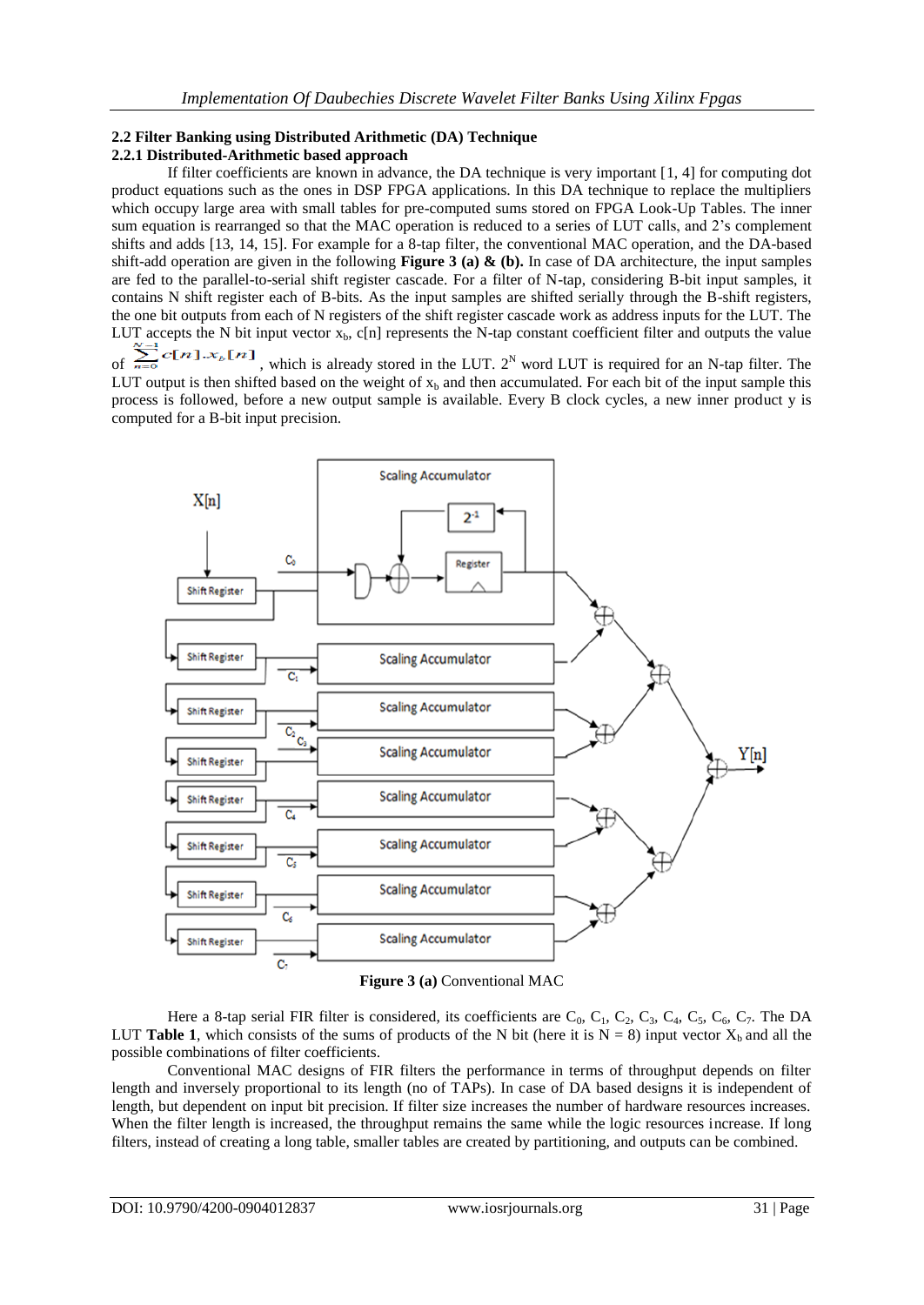### 2.2 Filter Banking using Distributed Arithmetic (DA) Technique

#### 2.2.1 Distributed-Arithmetic based approach

If filter coefficients are known in advance, the DA technique is very important [1, 4] for computing dot product equations such as the ones in DSP FPGA applications. In this DA technique to replace the multipliers which occupy large area with small tables for pre-computed sums stored on FPGA Look-Up Tables. The inner sum equation is rearranged so that the MAC operation is reduced to a series of LUT calls, and 2's complement shifts and adds [13, 14, 15]. For example for a 8-tap filter, the conventional MAC operation, and the DA-based shift-add operation are given in the following **Figure 3 (a) & (b).** In case of DA architecture, the input samples are fed to the parallel-to-serial shift register cascade. For a filter of N-tap, considering B-bit input samples, it contains N shift register each of B-bits. As the input samples are shifted serially through the B-shift registers, the one bit outputs from each of N registers of the shift register cascade work as address inputs for the LUT. The LUT accepts the N bit input vector $x_b$, c[n] represents the N-tap constant coefficient filter and outputs the value of $\sum_{n=0}^{N-1} c[n].x_b[n]$, which is already stored in the LUT. $2^N$ word LUT is required for an N-tap filter. The LUT output is then shifted based on the weight of $x_b$ and then accumulated. For each bit of the input sample this process is followed, before a new output sample is available. Every B clock cycles, a new inner product y is computed for a B-bit input precision.

**Figure 3 (a)** Conventional MAC

Here a 8-tap serial FIR filter is considered, its coefficients are $C_0$, $C_1$, $C_2$, $C_3$, $C_4$, $C_5$, $C_6$, $C_7$. The DA LUT **Table 1**, which consists of the sums of products of the N bit (here it is N = 8) input vector $X_b$ and all the possible combinations of filter coefficients.

Conventional MAC designs of FIR filters the performance in terms of throughput depends on filter length and inversely proportional to its length (no of TAPs). In case of DA based designs it is independent of length, but dependent on input bit precision. If filter size increases the number of hardware resources increases. When the filter length is increased, the throughput remains the same while the logic resources increase. If long filters, instead of creating a long table, smaller tables are created by partitioning, and outputs can be combined.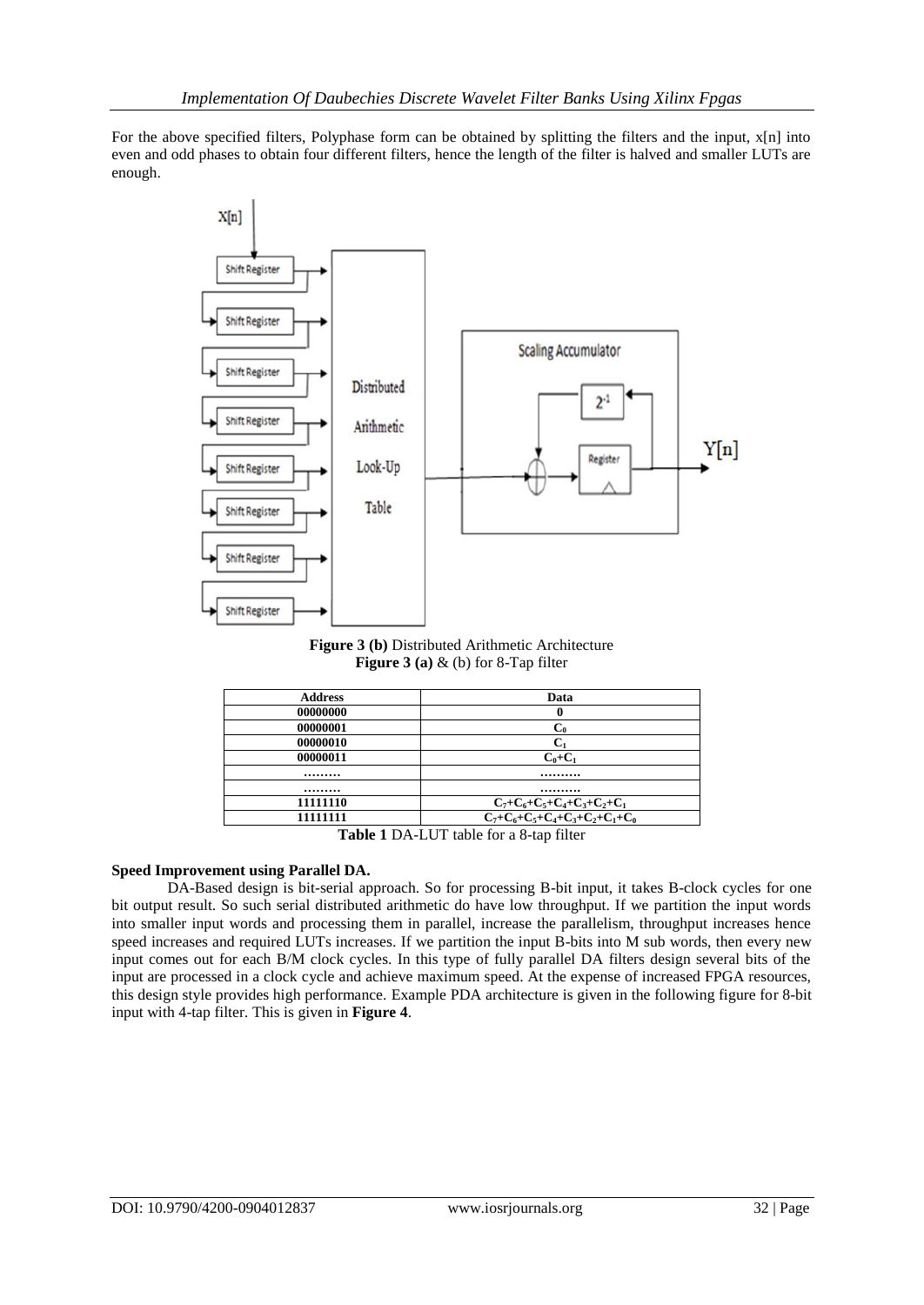For the above specified filters, Polyphase form can be obtained by splitting the filters and the input, x[n] into even and odd phases to obtain four different filters, hence the length of the filter is halved and smaller LUTs are enough.

**Figure 3 (b)** Distributed Arithmetic Architecture
**Figure 3 (a)** & (b) for 8-Tap filter

| **Address** | **Data** |
|---|---|
| **00000000** | **0** |
| **00000001** | $C_0$ |
| **00000010** | $C_1$ |
| **00000011** | $C_0+C_1$ |
| **………** | **……….** |
| **………** | **……….** |
| **11111110** | $C_7+C_6+C_5+C_4+C_3+C_2+C_1$ |
| **11111111** | $C_7+C_6+C_5+C_4+C_3+C_2+C_1+C_0$ |

**Table 1** DA-LUT table for a 8-tap filter

**Speed Improvement using Parallel DA.**

DA-Based design is bit-serial approach. So for processing B-bit input, it takes B-clock cycles for one bit output result. So such serial distributed arithmetic do have low throughput. If we partition the input words into smaller input words and processing them in parallel, increase the parallelism, throughput increases hence speed increases and required LUTs increases. If we partition the input B-bits into M sub words, then every new input comes out for each B/M clock cycles. In this type of fully parallel DA filters design several bits of the input are processed in a clock cycle and achieve maximum speed. At the expense of increased FPGA resources, this design style provides high performance. Example PDA architecture is given in the following figure for 8-bit input with 4-tap filter. This is given in **Figure 4**.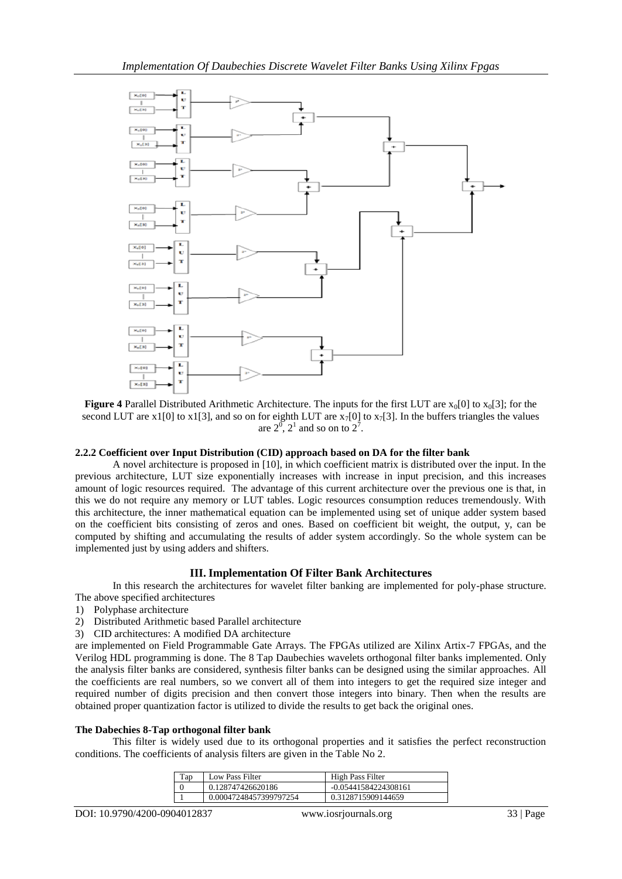**Figure 4** Parallel Distributed Arithmetic Architecture. The inputs for the first LUT are $x_0[0]$ to $x_0[3]$; for the second LUT are x1[0] to x1[3], and so on for eighth LUT are $x_7[0]$ to $x_7[3]$. In the buffers triangles the values are $2^0$, $2^1$ and so on to $2^7$.

### 2.2.2 Coefficient over Input Distribution (CID) approach based on DA for the filter bank

A novel architecture is proposed in [10], in which coefficient matrix is distributed over the input. In the previous architecture, LUT size exponentially increases with increase in input precision, and this increases amount of logic resources required. The advantage of this current architecture over the previous one is that, in this we do not require any memory or LUT tables. Logic resources consumption reduces tremendously. With this architecture, the inner mathematical equation can be implemented using set of unique adder system based on the coefficient bits consisting of zeros and ones. Based on coefficient bit weight, the output, y, can be computed by shifting and accumulating the results of adder system accordingly. So the whole system can be implemented just by using adders and shifters.

## III. Implementation Of Filter Bank Architectures

In this research the architectures for wavelet filter banking are implemented for poly-phase structure. The above specified architectures

1) Polyphase architecture
2) Distributed Arithmetic based Parallel architecture
3) CID architectures: A modified DA architecture

are implemented on Field Programmable Gate Arrays. The FPGAs utilized are Xilinx Artix-7 FPGAs, and the Verilog HDL programming is done. The 8 Tap Daubechies wavelets orthogonal filter banks implemented. Only the analysis filter banks are considered, synthesis filter banks can be designed using the similar approaches. All the coefficients are real numbers, so we convert all of them into integers to get the required size integer and required number of digits precision and then convert those integers into binary. Then when the results are obtained proper quantization factor is utilized to divide the results to get back the original ones.

### The Dabechies 8-Tap orthogonal filter bank

This filter is widely used due to its orthogonal properties and it satisfies the perfect reconstruction conditions. The coefficients of analysis filters are given in the Table No 2.

| Tap | Low Pass Filter | High Pass Filter |
|---|---|---|
| 0 | 0.128747426620186 | -0.05441584224308161 |
| 1 | 0.00047248457399797254 | 0.3128715909144659 |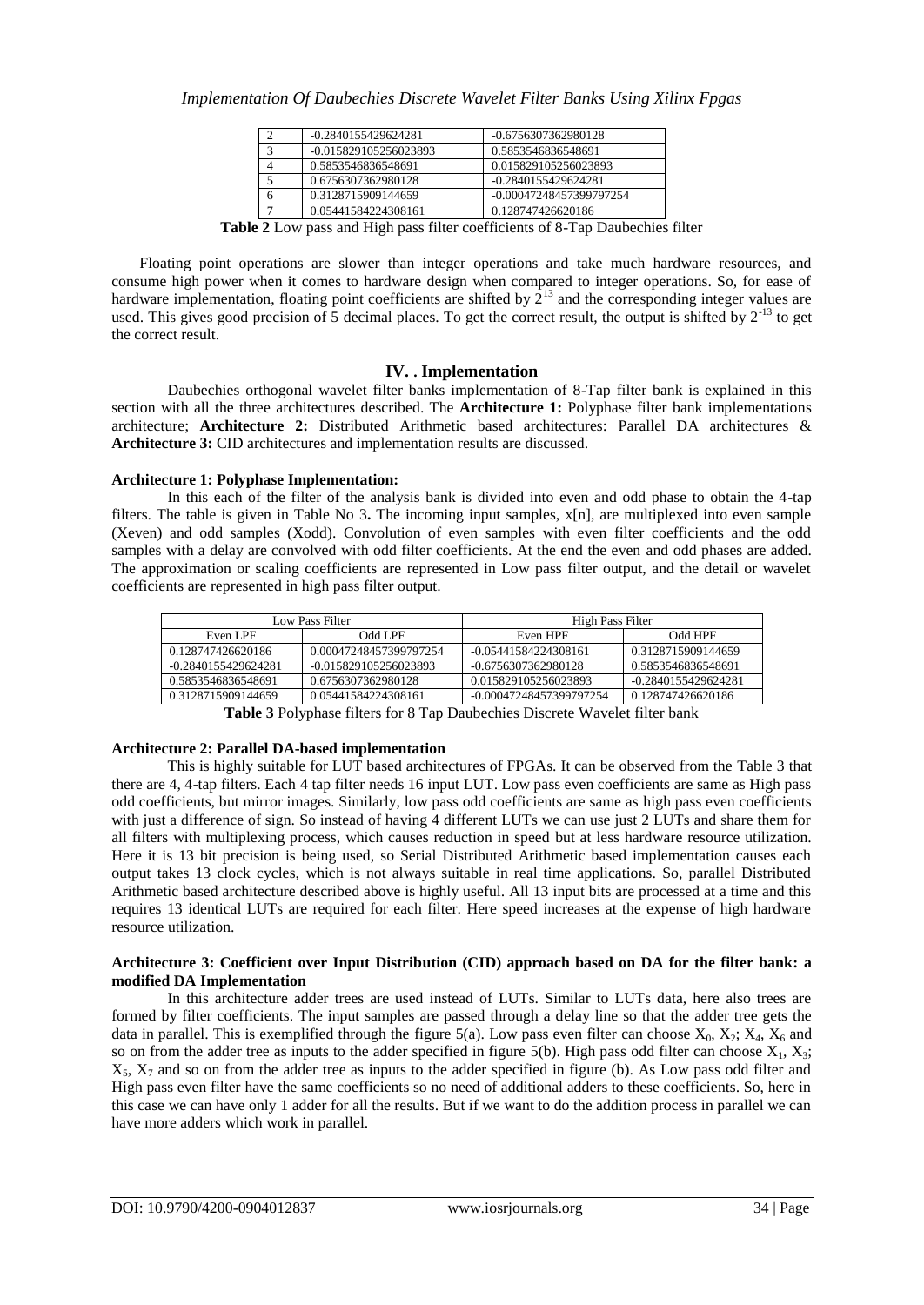| 2 | -0.2840155429624281 | -0.6756307362980128 |
|---|---|---|
| 3 | -0.015829105256023893 | 0.5853546836548691 |
| 4 | 0.5853546836548691 | 0.015829105256023893 |
| 5 | 0.6756307362980128 | -0.2840155429624281 |
| 6 | 0.3128715909144659 | -0.00047248457399797254 |
| 7 | 0.05441584224308161 | 0.128747426620186 |

**Table 2** Low pass and High pass filter coefficients of 8-Tap Daubechies filter

Floating point operations are slower than integer operations and take much hardware resources, and consume high power when it comes to hardware design when compared to integer operations. So, for ease of hardware implementation, floating point coefficients are shifted by $2^{13}$ and the corresponding integer values are used. This gives good precision of 5 decimal places. To get the correct result, the output is shifted by $2^{-13}$ to get the correct result.

## IV. . Implementation

Daubechies orthogonal wavelet filter banks implementation of 8-Tap filter bank is explained in this section with all the three architectures described. The **Architecture 1:** Polyphase filter bank implementations architecture; **Architecture 2:** Distributed Arithmetic based architectures: Parallel DA architectures & **Architecture 3:** CID architectures and implementation results are discussed.

**Architecture 1: Polyphase Implementation:**

In this each of the filter of the analysis bank is divided into even and odd phase to obtain the 4-tap filters. The table is given in Table No 3**.** The incoming input samples, x[n], are multiplexed into even sample (Xeven) and odd samples (Xodd). Convolution of even samples with even filter coefficients and the odd samples with a delay are convolved with odd filter coefficients. At the end the even and odd phases are added. The approximation or scaling coefficients are represented in Low pass filter output, and the detail or wavelet coefficients are represented in high pass filter output.

| Low Pass Filter | | High Pass Filter | |
|---|---|---|---|
| Even LPF | Odd LPF | Even HPF | Odd HPF |
| 0.128747426620186 | 0.00047248457399797254 | -0.05441584224308161 | 0.3128715909144659 |
| -0.2840155429624281 | -0.015829105256023893 | -0.6756307362980128 | 0.5853546836548691 |
| 0.5853546836548691 | 0.6756307362980128 | 0.015829105256023893 | -0.2840155429624281 |
| 0.3128715909144659 | 0.05441584224308161 | -0.00047248457399797254 | 0.128747426620186 |

**Table 3** Polyphase filters for 8 Tap Daubechies Discrete Wavelet filter bank

**Architecture 2: Parallel DA-based implementation**

This is highly suitable for LUT based architectures of FPGAs. It can be observed from the Table 3 that there are 4, 4-tap filters. Each 4 tap filter needs 16 input LUT. Low pass even coefficients are same as High pass odd coefficients, but mirror images. Similarly, low pass odd coefficients are same as high pass even coefficients with just a difference of sign. So instead of having 4 different LUTs we can use just 2 LUTs and share them for all filters with multiplexing process, which causes reduction in speed but at less hardware resource utilization. Here it is 13 bit precision is being used, so Serial Distributed Arithmetic based implementation causes each output takes 13 clock cycles, which is not always suitable in real time applications. So, parallel Distributed Arithmetic based architecture described above is highly useful. All 13 input bits are processed at a time and this requires 13 identical LUTs are required for each filter. Here speed increases at the expense of high hardware resource utilization.

**Architecture 3: Coefficient over Input Distribution (CID) approach based on DA for the filter bank: a modified DA Implementation**

In this architecture adder trees are used instead of LUTs. Similar to LUTs data, here also trees are formed by filter coefficients. The input samples are passed through a delay line so that the adder tree gets the data in parallel. This is exemplified through the figure 5(a). Low pass even filter can choose $X_0$, $X_2$; $X_4$, $X_6$ and so on from the adder tree as inputs to the adder specified in figure 5(b). High pass odd filter can choose $X_1$, $X_3$; $X_5$, $X_7$ and so on from the adder tree as inputs to the adder specified in figure (b). As Low pass odd filter and High pass even filter have the same coefficients so no need of additional adders to these coefficients. So, here in this case we can have only 1 adder for all the results. But if we want to do the addition process in parallel we can have more adders which work in parallel.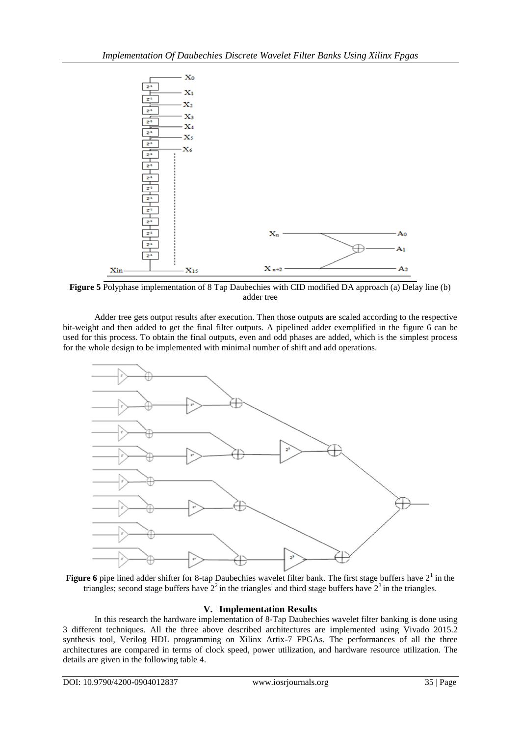**Figure 5** Polyphase implementation of 8 Tap Daubechies with CID modified DA approach (a) Delay line (b) adder tree

Adder tree gets output results after execution. Then those outputs are scaled according to the respective bit-weight and then added to get the final filter outputs. A pipelined adder exemplified in the figure 6 can be used for this process. To obtain the final outputs, even and odd phases are added, which is the simplest process for the whole design to be implemented with minimal number of shift and add operations.

**Figure 6** pipe lined adder shifter for 8-tap Daubechies wavelet filter bank. The first stage buffers have $2^1$ in the triangles; second stage buffers have $2^2$ in the triangles; and third stage buffers have $2^3$ in the triangles.

## V. Implementation Results

In this research the hardware implementation of 8-Tap Daubechies wavelet filter banking is done using 3 different techniques. All the three above described architectures are implemented using Vivado 2015.2 synthesis tool, Verilog HDL programming on Xilinx Artix-7 FPGAs. The performances of all the three architectures are compared in terms of clock speed, power utilization, and hardware resource utilization. The details are given in the following table 4.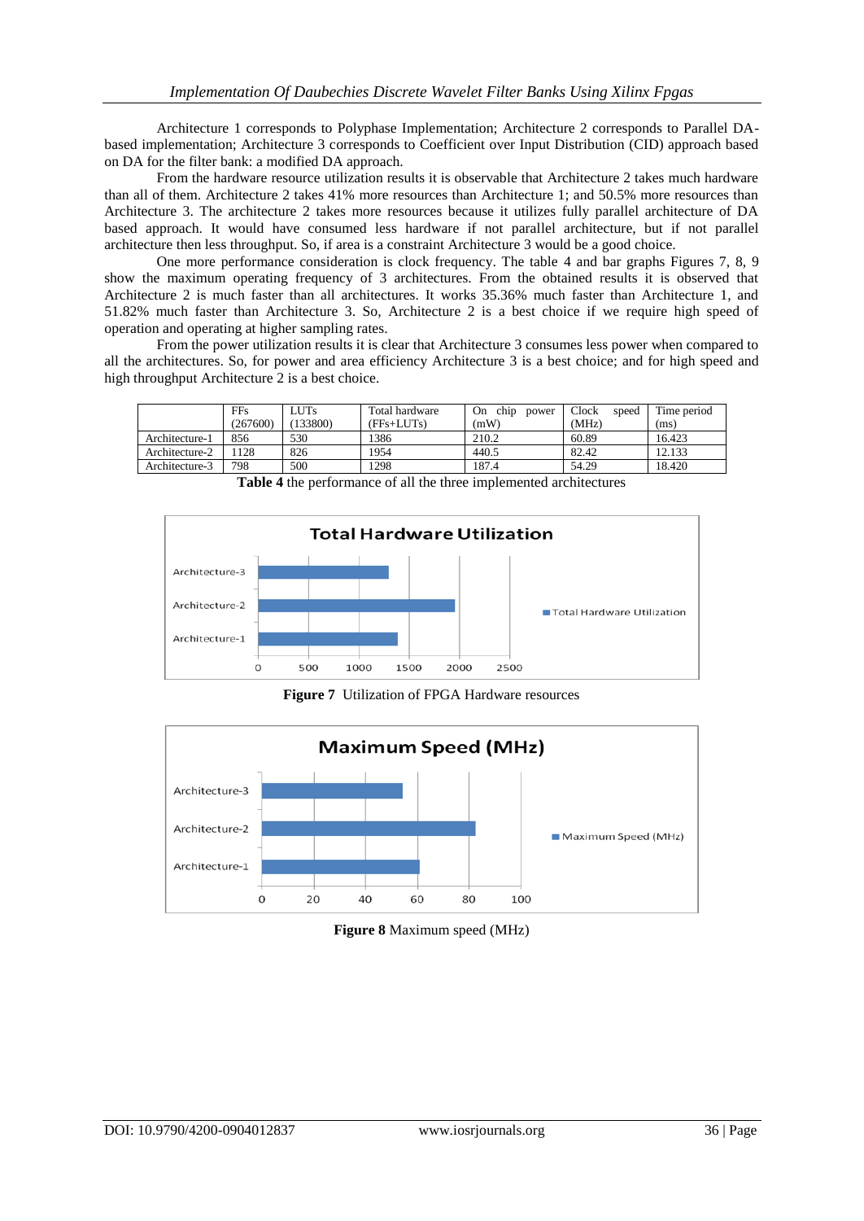Architecture 1 corresponds to Polyphase Implementation; Architecture 2 corresponds to Parallel DA-based implementation; Architecture 3 corresponds to Coefficient over Input Distribution (CID) approach based on DA for the filter bank: a modified DA approach.

From the hardware resource utilization results it is observable that Architecture 2 takes much hardware than all of them. Architecture 2 takes 41% more resources than Architecture 1; and 50.5% more resources than Architecture 3. The architecture 2 takes more resources because it utilizes fully parallel architecture of DA based approach. It would have consumed less hardware if not parallel architecture, but if not parallel architecture then less throughput. So, if area is a constraint Architecture 3 would be a good choice.

One more performance consideration is clock frequency. The table 4 and bar graphs Figures 7, 8, 9 show the maximum operating frequency of 3 architectures. From the obtained results it is observed that Architecture 2 is much faster than all architectures. It works 35.36% much faster than Architecture 1, and 51.82% much faster than Architecture 3. So, Architecture 2 is a best choice if we require high speed of operation and operating at higher sampling rates.

From the power utilization results it is clear that Architecture 3 consumes less power when compared to all the architectures. So, for power and area efficiency Architecture 3 is a best choice; and for high speed and high throughput Architecture 2 is a best choice.

| | FFs (267600) | LUTs (133800) | Total hardware (FFs+LUTs) | On chip power (mW) | Clock speed (MHz) | Time period (ms) |
|---|---|---|---|---|---|---|
| Architecture-1 | 856 | 530 | 1386 | 210.2 | 60.89 | 16.423 |
| Architecture-2 | 1128 | 826 | 1954 | 440.5 | 82.42 | 12.133 |
| Architecture-3 | 798 | 500 | 1298 | 187.4 | 54.29 | 18.420 |

**Table 4** the performance of all the three implemented architectures

**Figure 7** Utilization of FPGA Hardware resources

**Figure 8** Maximum speed (MHz)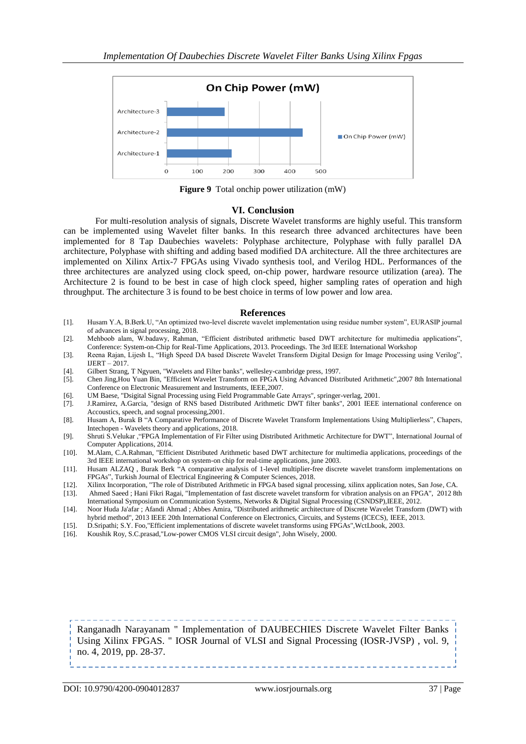On Chip Power (mW)

Architecture-3

Architecture-2

Architecture-1

0 100 200 300 400 500

On Chip Power (mW)

**Figure 9** Total onchip power utilization (mW)

## VI. Conclusion

For multi-resolution analysis of signals, Discrete Wavelet transforms are highly useful. This transform can be implemented using Wavelet filter banks. In this research three advanced architectures have been implemented for 8 Tap Daubechies wavelets: Polyphase architecture, Polyphase with fully parallel DA architecture, Polyphase with shifting and adding based modified DA architecture. All the three architectures are implemented on Xilinx Artix-7 FPGAs using Vivado synthesis tool, and Verilog HDL. Performances of the three architectures are analyzed using clock speed, on-chip power, hardware resource utilization (area). The Architecture 2 is found to be best in case of high clock speed, higher sampling rates of operation and high throughput. The architecture 3 is found to be best choice in terms of low power and low area.

## References

[1]. Husam Y.A, B.Berk.U, "An optimized two-level discrete wavelet implementation using residue number system", EURASIP journal of advances in signal processing, 2018.

[2]. Mehboob alam, W.badawy, Rahman, "Efficient distributed arithmetic based DWT architecture for multimedia applications", Conference: System-on-Chip for Real-Time Applications, 2013. Proceedings. The 3rd IEEE International Workshop

[3]. Reena Rajan, Lijesh L, "High Speed DA based Discrete Wavelet Transform Digital Design for Image Processing using Verilog", IJERT – 2017.

[4]. Gilbert Strang, T Ngyuen, "Wavelets and Filter banks", wellesley-cambridge press, 1997.

[5]. Chen Jing,Hou Yuan Bin, "Efficient Wavelet Transform on FPGA Using Advanced Distributed Arithmetic",2007 8th International Conference on Electronic Measurement and Instruments, IEEE,2007.

[6]. UM Baese, "Dsigital Signal Processing using Field Programmable Gate Arrays", springer-verlag, 2001.

[7]. J.Ramirez, A.Garcia, "design of RNS based Distributed Arithmetic DWT filter banks", 2001 IEEE international conference on Accoustics, speech, and sognal processing,2001.

[8]. Husam A, Burak B "A Comparative Performance of Discrete Wavelet Transform Implementations Using Multiplierless", Chapers, Intechopen - Wavelets theory and applications, 2018.

[9]. Shruti S.Velukar ,"FPGA Implementation of Fir Filter using Distributed Arithmetic Architecture for DWT", International Journal of Computer Applications, 2014.

[10]. M.Alam, C.A.Rahman, "Efficient Distributed Arithmetic based DWT architecture for multimedia applications, proceedings of the 3rd IEEE international workshop on system-on chip for real-time applications, june 2003.

[11]. Husam ALZAQ , Burak Berk "A comparative analysis of 1-level multiplier-free discrete wavelet transform implementations on FPGAs", Turkish Journal of Electrical Engineering & Computer Sciences, 2018.

[12]. Xilinx Incorporation, "The role of Distributed Arithmetic in FPGA based signal processing, xilinx application notes, San Jose, CA.

[13]. Ahmed Saeed ; Hani Fikri Ragai, "Implementation of fast discrete wavelet transform for vibration analysis on an FPGA", 2012 8th International Symposium on Communication Systems, Networks & Digital Signal Processing (CSNDSP),IEEE, 2012.

[14]. Noor Huda Ja'afar ; Afandi Ahmad ; Abbes Amira, "Distributed arithmetic architecture of Discrete Wavelet Transform (DWT) with hybrid method", 2013 IEEE 20th International Conference on Electronics, Circuits, and Systems (ICECS), IEEE, 2013.

[15]. D.Sripathi; S.Y. Foo,"Efficient implementations of discrete wavelet transforms using FPGAs",WctLbook, 2003.

[16]. Koushik Roy, S.C.prasad,"Low-power CMOS VLSI circuit design", John Wisely, 2000.

Ranganadh Narayanam " Implementation of DAUBECHIES Discrete Wavelet Filter Banks Using Xilinx FPGAS. " IOSR Journal of VLSI and Signal Processing (IOSR-JVSP) , vol. 9, no. 4, 2019, pp. 28-37.